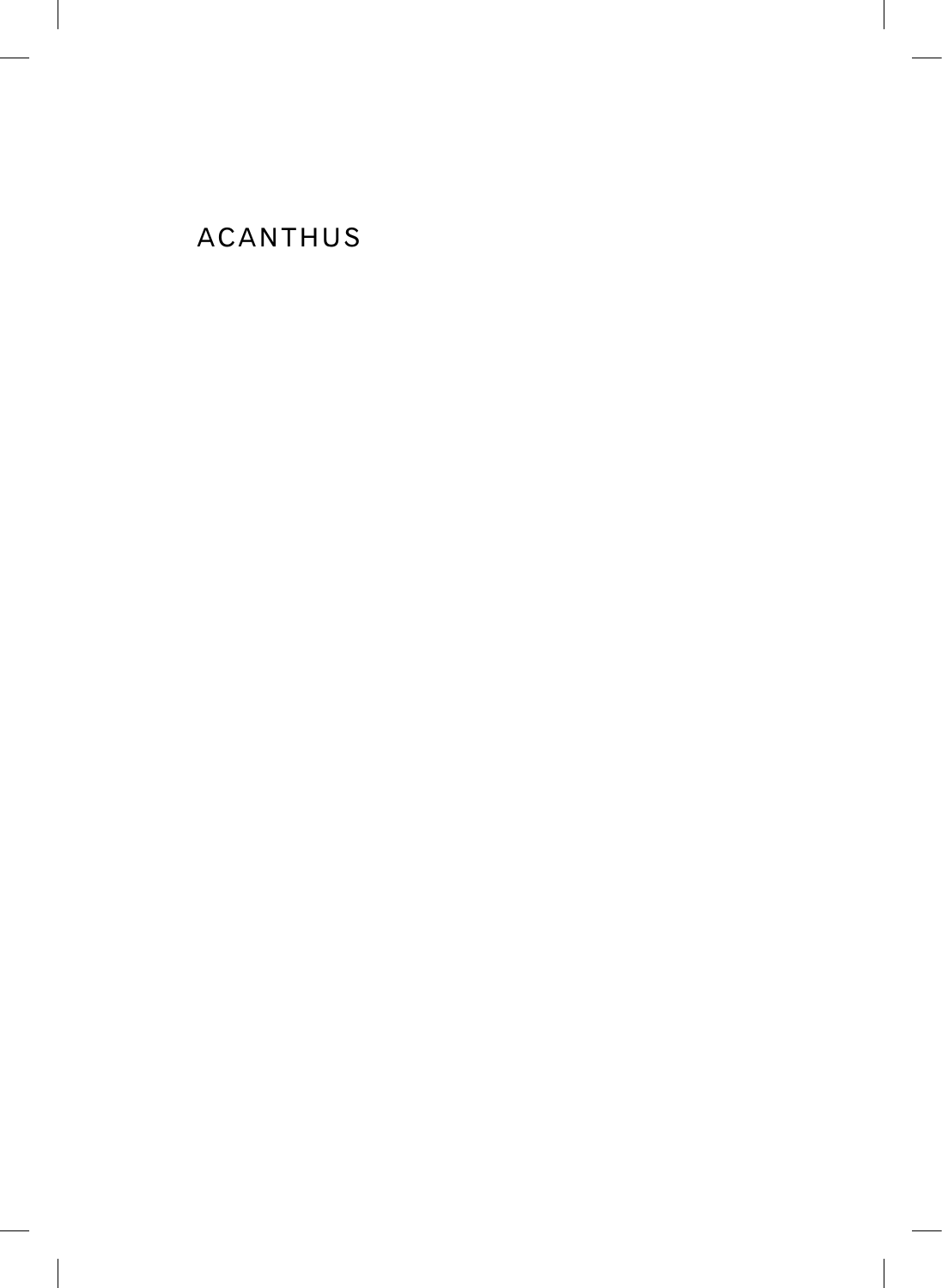# ACANTHUS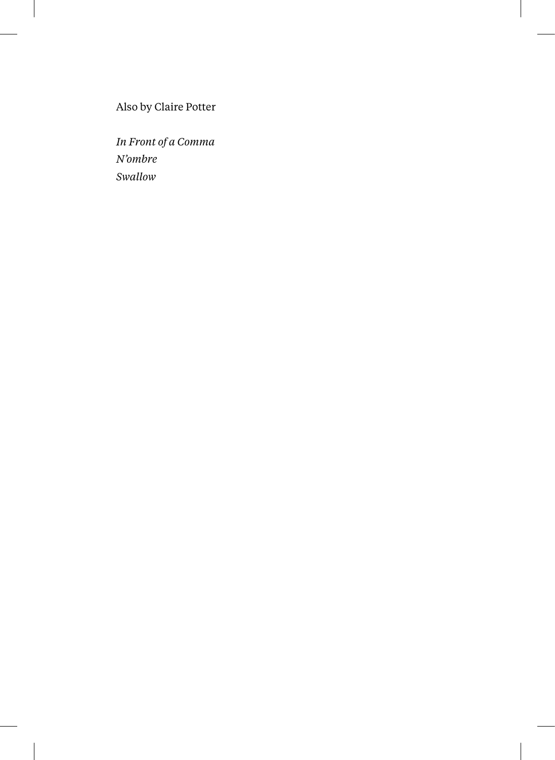Also by Claire Potter

*In Front of a Comma*
*N'ombre*
*Swallow*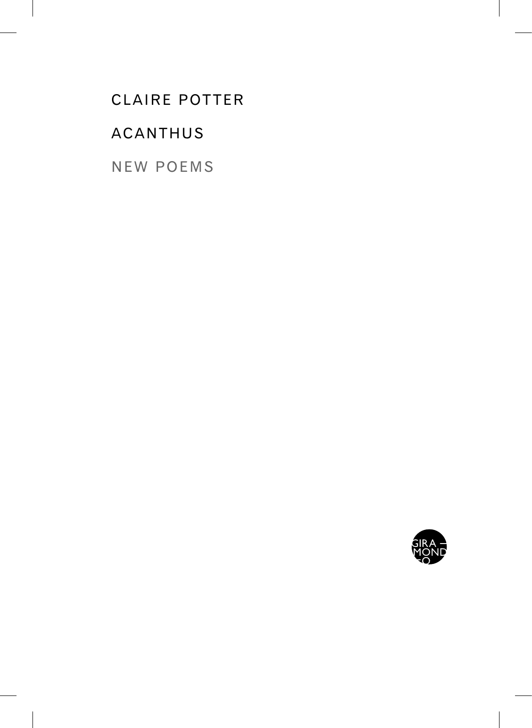CLAIRE POTTER

# ACANTHUS

NEW POEMS

GIRA — MOND O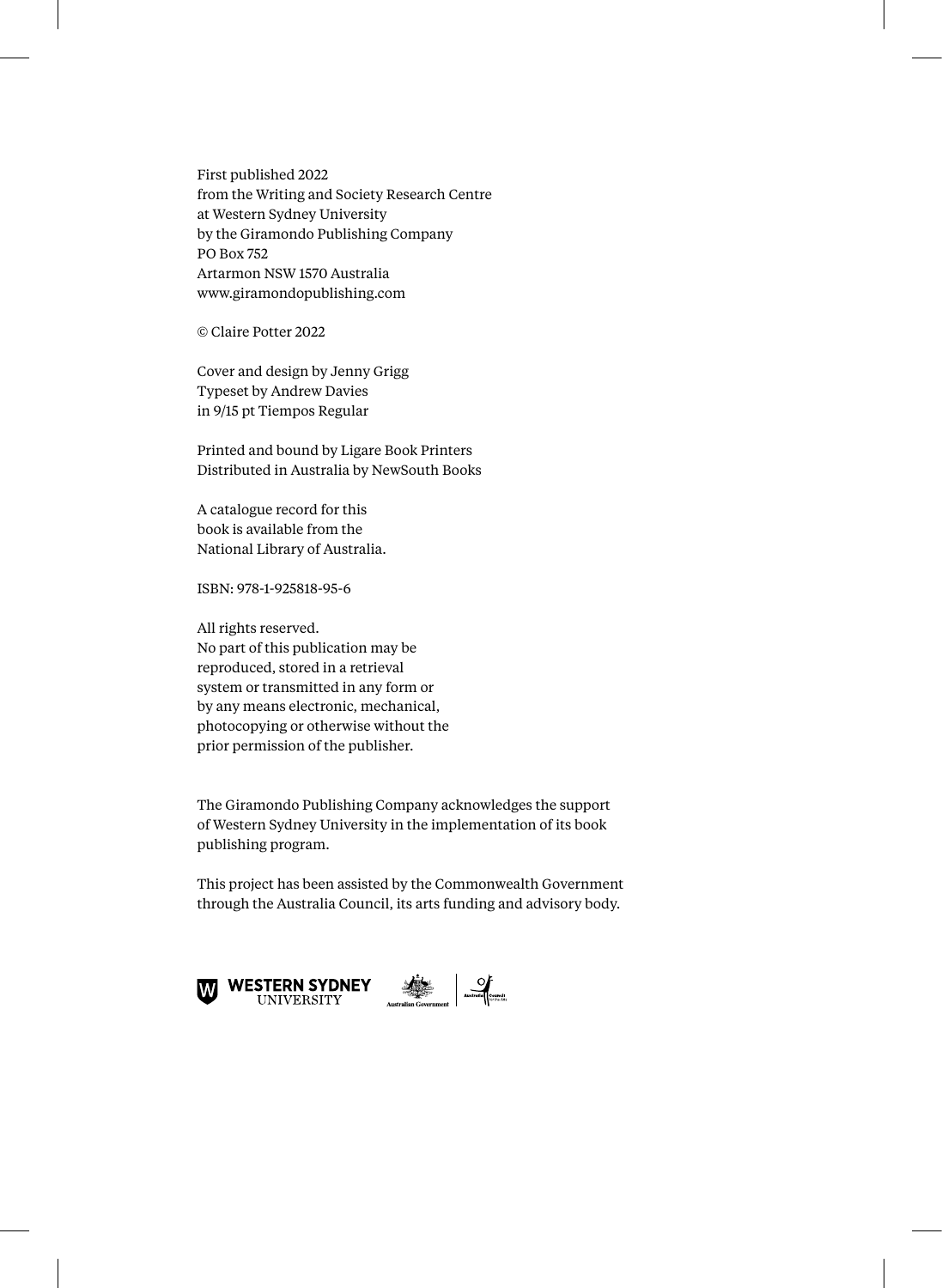First published 2022
from the Writing and Society Research Centre
at Western Sydney University
by the Giramondo Publishing Company
PO Box 752
Artarmon NSW 1570 Australia
www.giramondopublishing.com

© Claire Potter 2022

Cover and design by Jenny Grigg
Typeset by Andrew Davies
in 9/15 pt Tiempos Regular

Printed and bound by Ligare Book Printers
Distributed in Australia by NewSouth Books

A catalogue record for this
book is available from the
National Library of Australia.

ISBN: 978-1-925818-95-6

All rights reserved.
No part of this publication may be
reproduced, stored in a retrieval
system or transmitted in any form or
by any means electronic, mechanical,
photocopying or otherwise without the
prior permission of the publisher.

The Giramondo Publishing Company acknowledges the support
of Western Sydney University in the implementation of its book
publishing program.

This project has been assisted by the Commonwealth Government
through the Australia Council, its arts funding and advisory body.

WESTERN SYDNEY UNIVERSITY

Australian Government

Australia Council for the Arts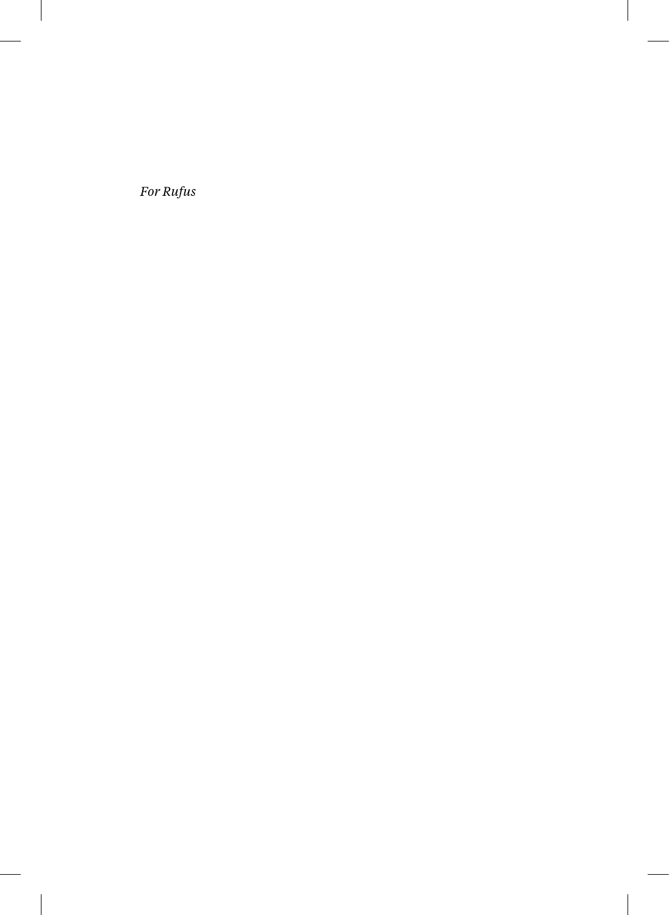*For Rufus*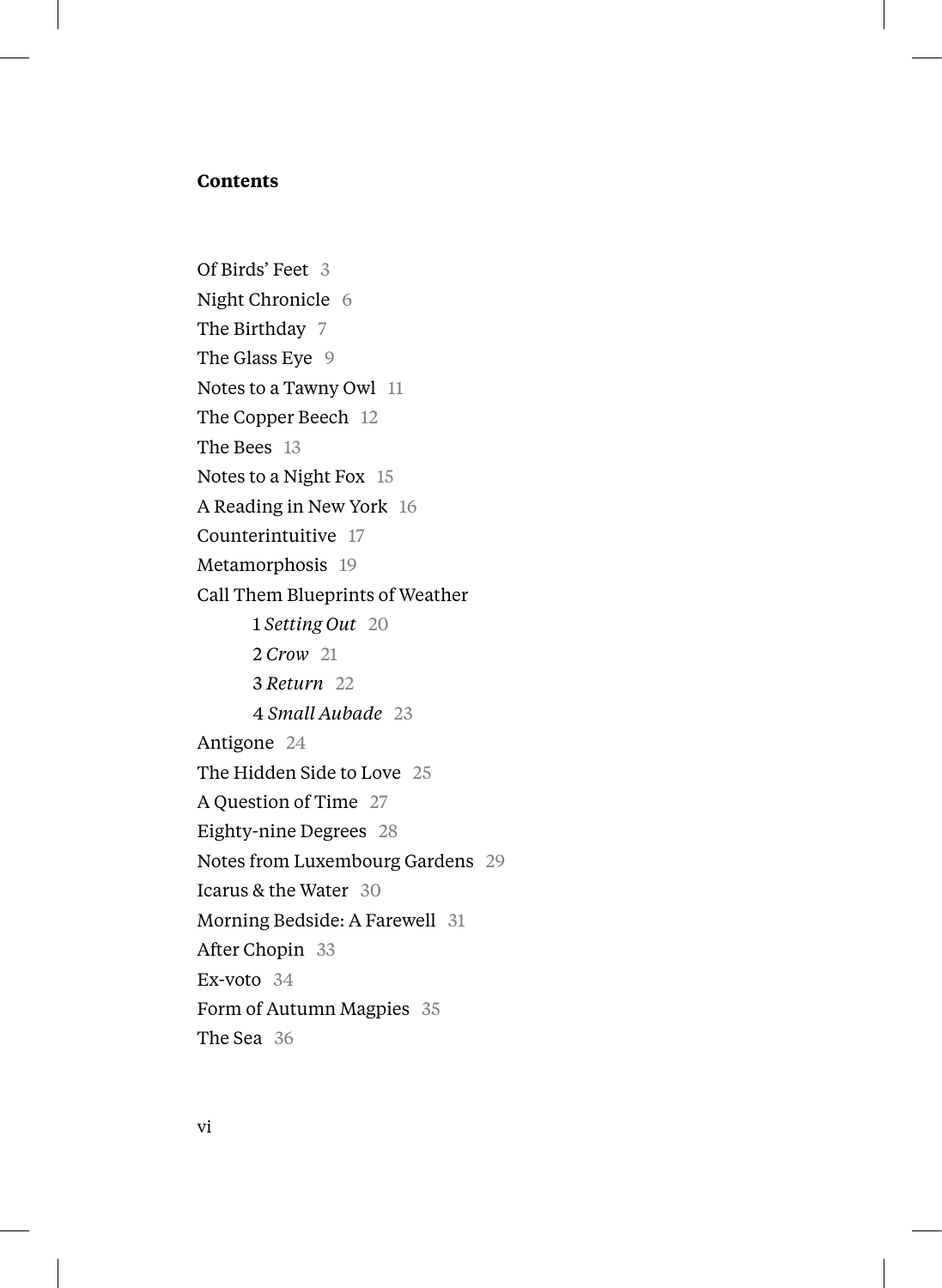## Contents

Of Birds' Feet 3
Night Chronicle 6
The Birthday 7
The Glass Eye 9
Notes to a Tawny Owl 11
The Copper Beech 12
The Bees 13
Notes to a Night Fox 15
A Reading in New York 16
Counterintuitive 17
Metamorphosis 19
Call Them Blueprints of Weather
- 1 *Setting Out* 20
- 2 *Crow* 21
- 3 *Return* 22
- 4 *Small Aubade* 23

Antigone 24
The Hidden Side to Love 25
A Question of Time 27
Eighty-nine Degrees 28
Notes from Luxembourg Gardens 29
Icarus & the Water 30
Morning Bedside: A Farewell 31
After Chopin 33
Ex-voto 34
Form of Autumn Magpies 35
The Sea 36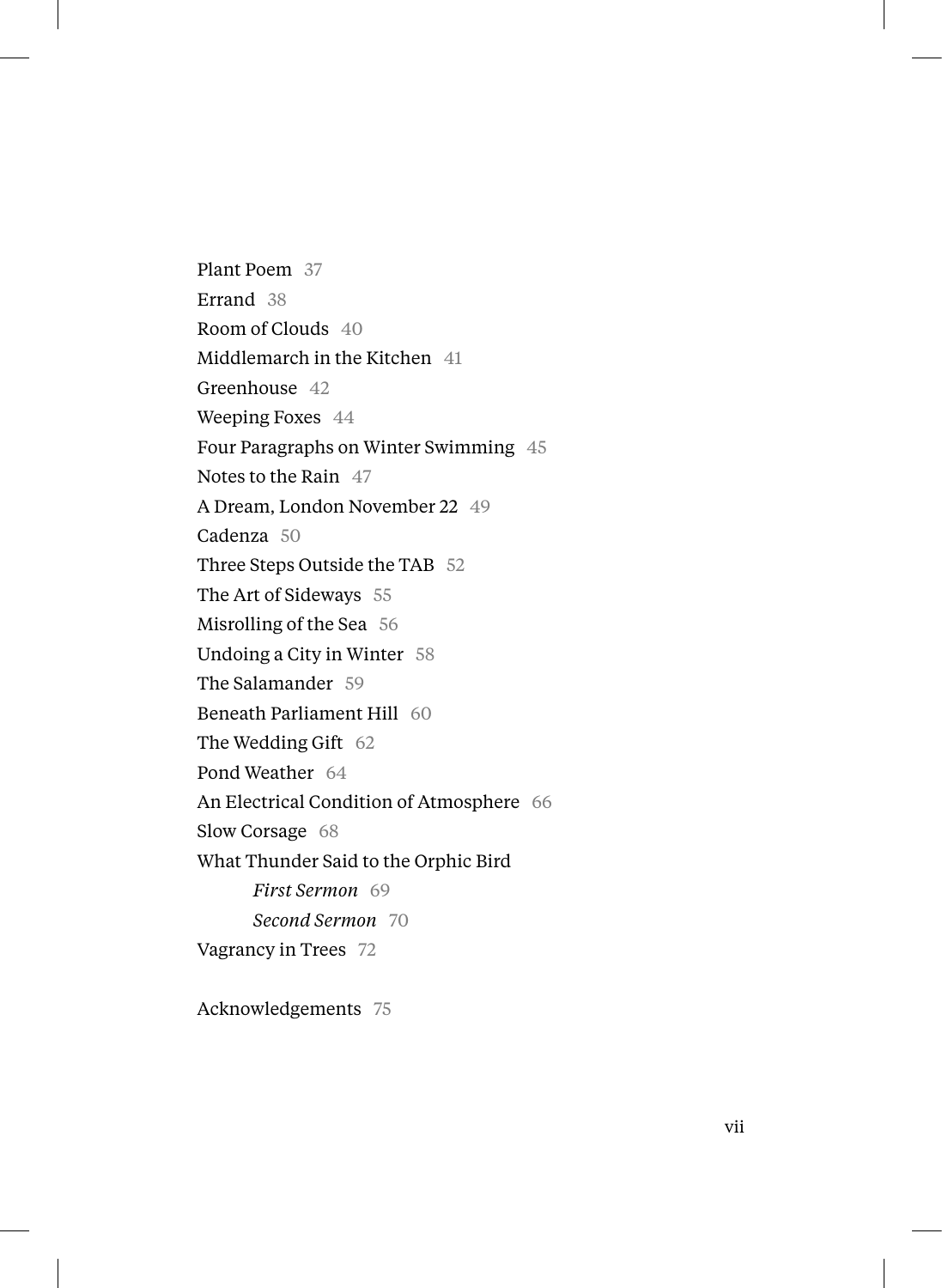Plant Poem 37

Errand 38

Room of Clouds 40

Middlemarch in the Kitchen 41

Greenhouse 42

Weeping Foxes 44

Four Paragraphs on Winter Swimming 45

Notes to the Rain 47

A Dream, London November 22 49

Cadenza 50

Three Steps Outside the TAB 52

The Art of Sideways 55

Misrolling of the Sea 56

Undoing a City in Winter 58

The Salamander 59

Beneath Parliament Hill 60

The Wedding Gift 62

Pond Weather 64

An Electrical Condition of Atmosphere 66

Slow Corsage 68

What Thunder Said to the Orphic Bird

*First Sermon* 69

*Second Sermon* 70

Vagrancy in Trees 72

Acknowledgements 75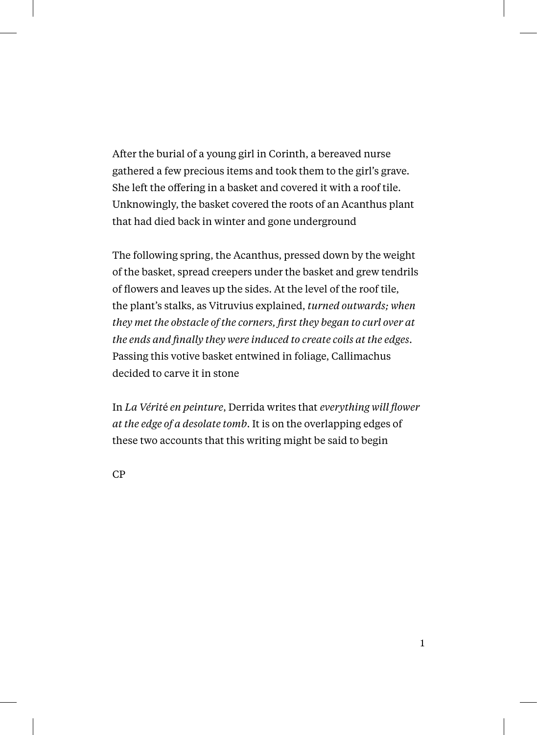After the burial of a young girl in Corinth, a bereaved nurse gathered a few precious items and took them to the girl's grave. She left the offering in a basket and covered it with a roof tile. Unknowingly, the basket covered the roots of an Acanthus plant that had died back in winter and gone underground

The following spring, the Acanthus, pressed down by the weight of the basket, spread creepers under the basket and grew tendrils of flowers and leaves up the sides. At the level of the roof tile, the plant's stalks, as Vitruvius explained, *turned outwards; when they met the obstacle of the corners, first they began to curl over at the ends and finally they were induced to create coils at the edges*. Passing this votive basket entwined in foliage, Callimachus decided to carve it in stone

In *La Vérité en peinture*, Derrida writes that *everything will flower at the edge of a desolate tomb*. It is on the overlapping edges of these two accounts that this writing might be said to begin

CP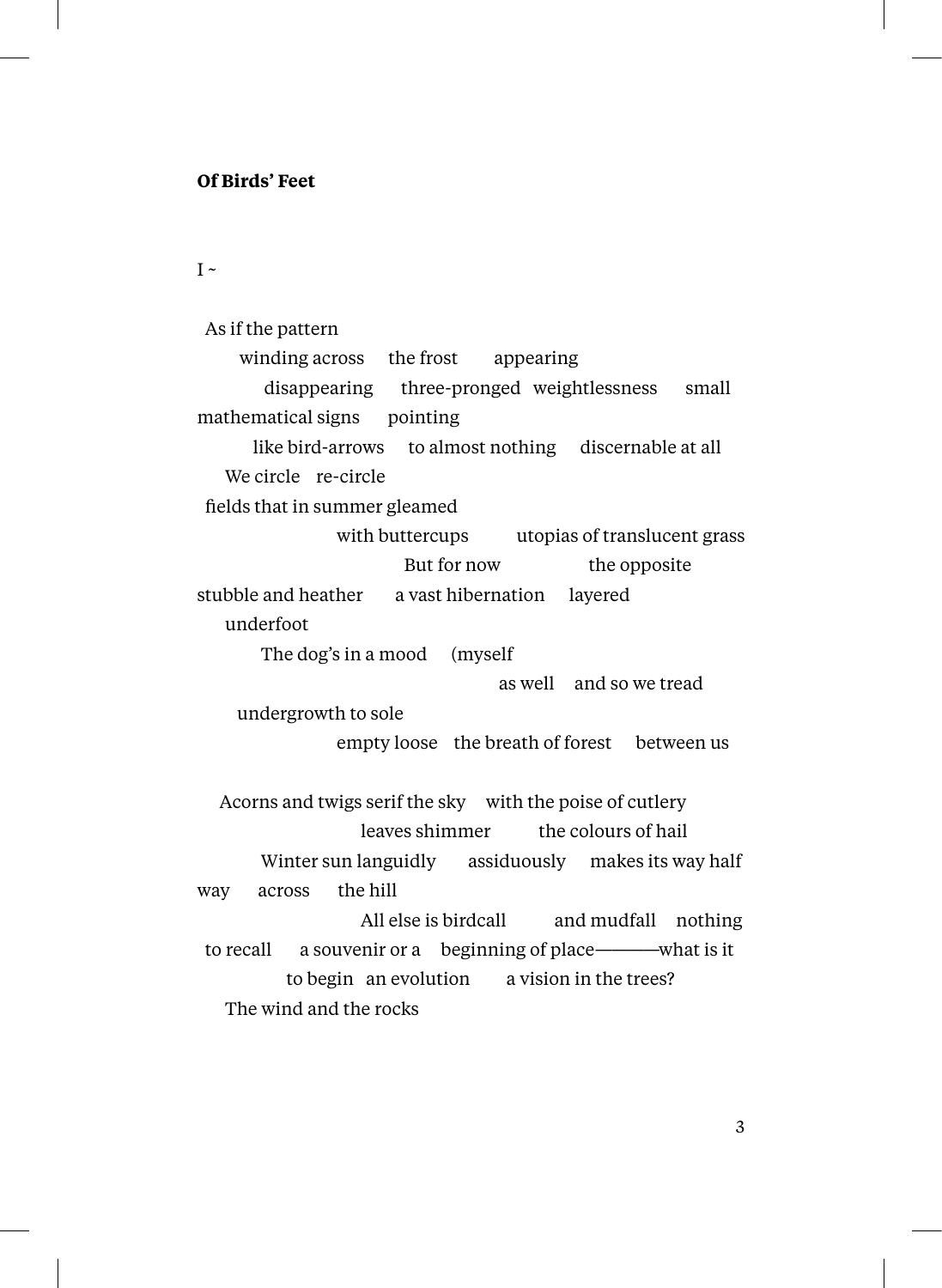**Of Birds' Feet**

I ~

As if the pattern
winding across the frost appearing
disappearing three-pronged weightlessness small
mathematical signs pointing
like bird-arrows to almost nothing discernable at all
We circle re-circle
fields that in summer gleamed
with buttercups utopias of translucent grass
But for now the opposite
stubble and heather a vast hibernation layered
underfoot
The dog's in a mood (myself
as well and so we tread
undergrowth to sole
empty loose the breath of forest between us

Acorns and twigs serif the sky with the poise of cutlery
leaves shimmer the colours of hail
Winter sun languidly assiduously makes its way half
way across the hill
All else is birdcall and mudfall nothing
to recall a souvenir or a beginning of place———what is it
to begin an evolution a vision in the trees?
The wind and the rocks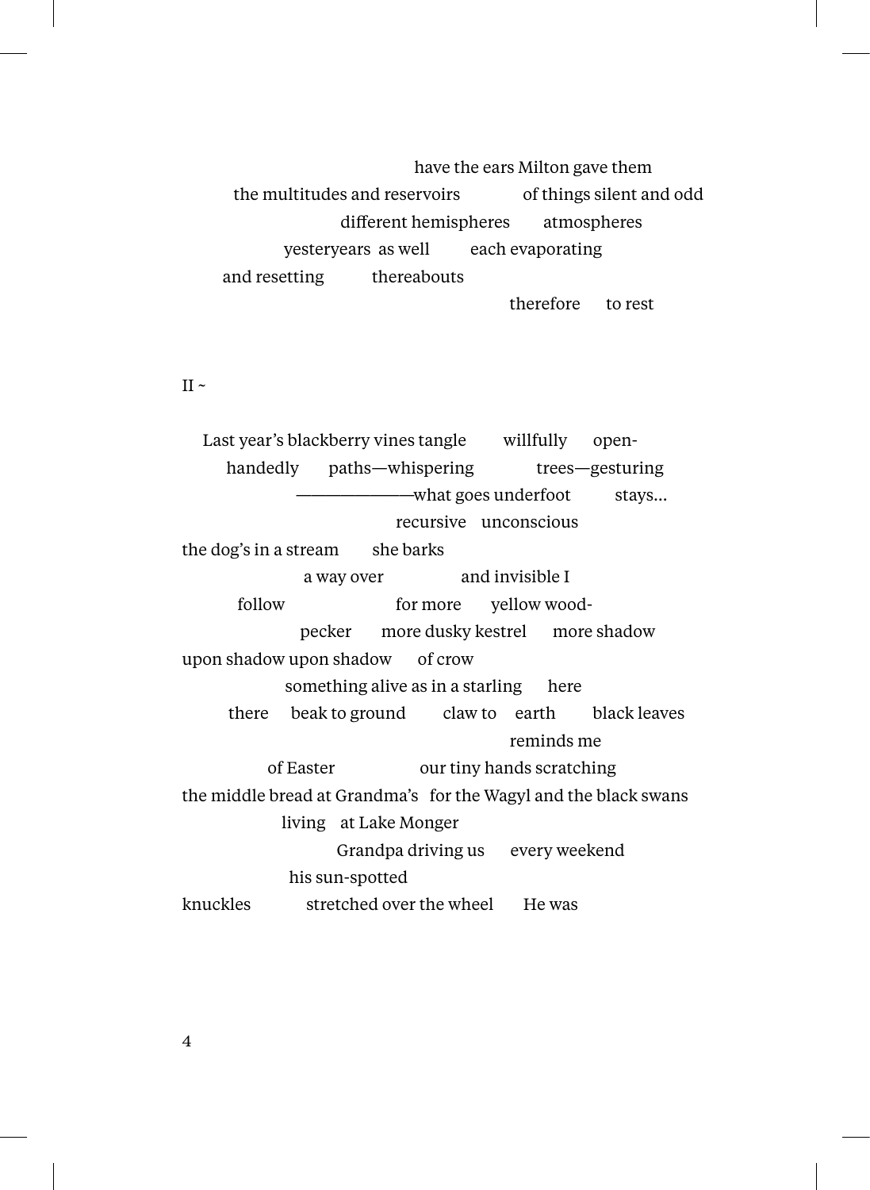have the ears Milton gave them
the multitudes and reservoirs        of things silent and odd
different hemispheres      atmospheres
yesteryears  as well       each evaporating
and resetting        thereabouts
therefore     to rest

II ~

Last year's blackberry vines tangle       willfully     open-
handedly     paths—whispering          trees—gesturing
——————what goes underfoot        stays…
recursive   unconscious
the dog's in a stream       she barks
a way over              and invisible I
follow                  for more     yellow wood-
pecker      more dusky kestrel      more shadow
upon shadow upon shadow     of crow
something alive as in a starling      here
there     beak to ground       claw to    earth       black leaves
reminds me
of Easter              our tiny hands scratching
the middle bread at Grandma's   for the Wagyl and the black swans
living    at Lake Monger
Grandpa driving us      every weekend
his sun-spotted
knuckles          stretched over the wheel      He was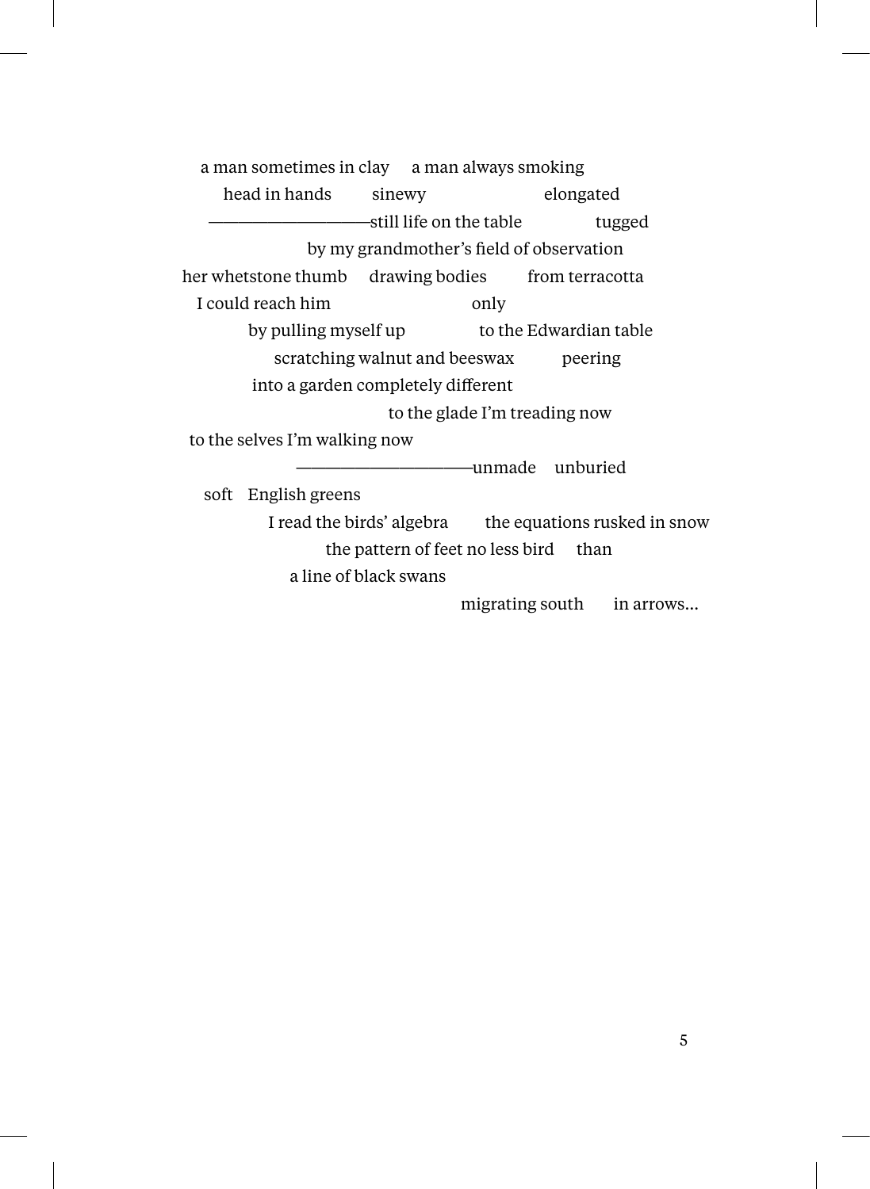a man sometimes in clay   a man always smoking
  head in hands   sinewy   elongated
———————————still life on the table   tugged
  by my grandmother's field of observation
her whetstone thumb   drawing bodies   from terracotta
  I could reach him   only
  by pulling myself up   to the Edwardian table
  scratching walnut and beeswax   peering
  into a garden completely different
  to the glade I'm treading now
to the selves I'm walking now
———————————unmade   unburied
  soft   English greens
  I read the birds' algebra   the equations rusked in snow
  the pattern of feet no less bird   than
  a line of black swans
  migrating south   in arrows…